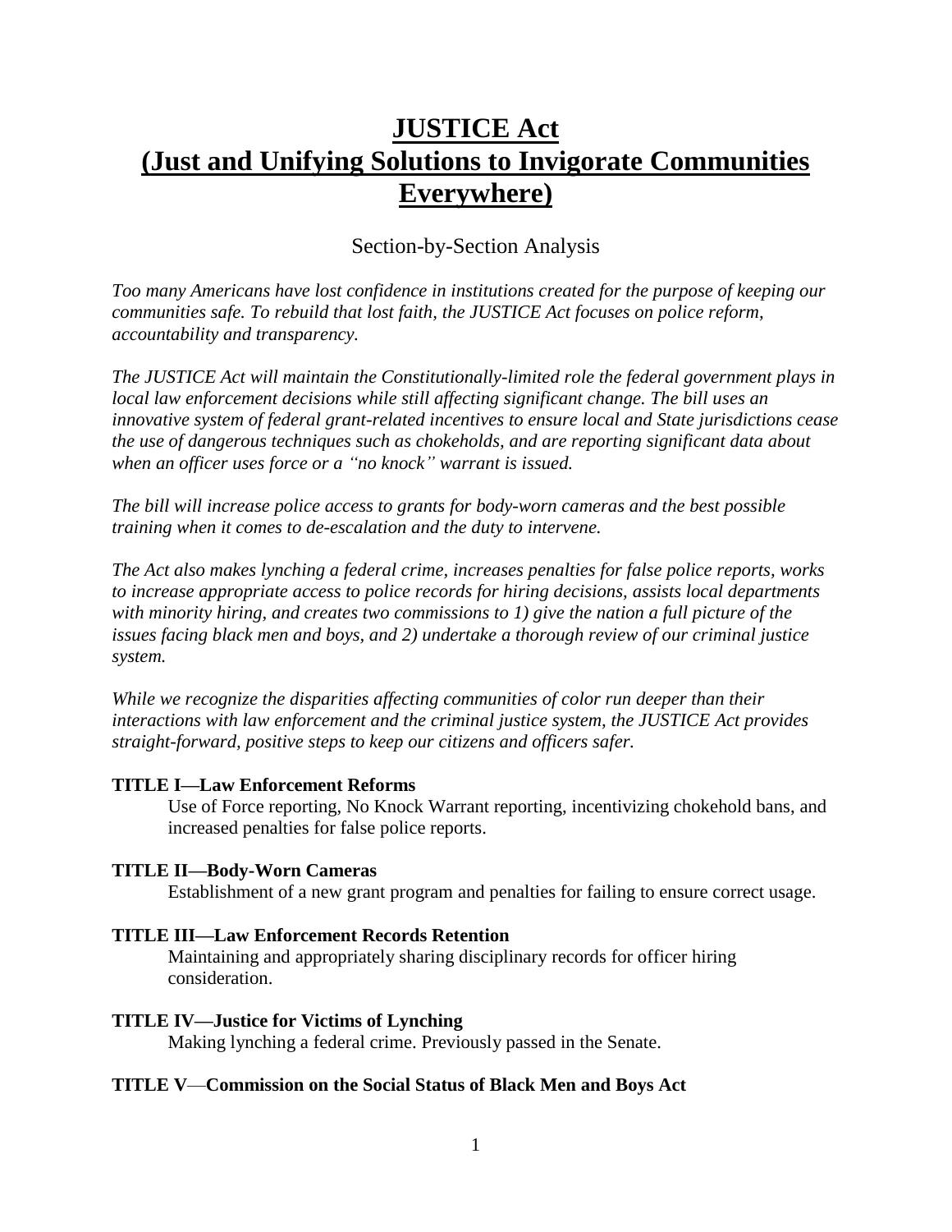# JUSTICE Act
# (Just and Unifying Solutions to Invigorate Communities Everywhere)

Section-by-Section Analysis

*Too many Americans have lost confidence in institutions created for the purpose of keeping our communities safe. To rebuild that lost faith, the JUSTICE Act focuses on police reform, accountability and transparency.*

*The JUSTICE Act will maintain the Constitutionally-limited role the federal government plays in local law enforcement decisions while still affecting significant change. The bill uses an innovative system of federal grant-related incentives to ensure local and State jurisdictions cease the use of dangerous techniques such as chokeholds, and are reporting significant data about when an officer uses force or a "no knock" warrant is issued.*

*The bill will increase police access to grants for body-worn cameras and the best possible training when it comes to de-escalation and the duty to intervene.*

*The Act also makes lynching a federal crime, increases penalties for false police reports, works to increase appropriate access to police records for hiring decisions, assists local departments with minority hiring, and creates two commissions to 1) give the nation a full picture of the issues facing black men and boys, and 2) undertake a thorough review of our criminal justice system.*

*While we recognize the disparities affecting communities of color run deeper than their interactions with law enforcement and the criminal justice system, the JUSTICE Act provides straight-forward, positive steps to keep our citizens and officers safer.*

**TITLE I—Law Enforcement Reforms**

Use of Force reporting, No Knock Warrant reporting, incentivizing chokehold bans, and increased penalties for false police reports.

**TITLE II—Body-Worn Cameras**

Establishment of a new grant program and penalties for failing to ensure correct usage.

**TITLE III—Law Enforcement Records Retention**

Maintaining and appropriately sharing disciplinary records for officer hiring consideration.

**TITLE IV—Justice for Victims of Lynching**

Making lynching a federal crime. Previously passed in the Senate.

**TITLE V—Commission on the Social Status of Black Men and Boys Act**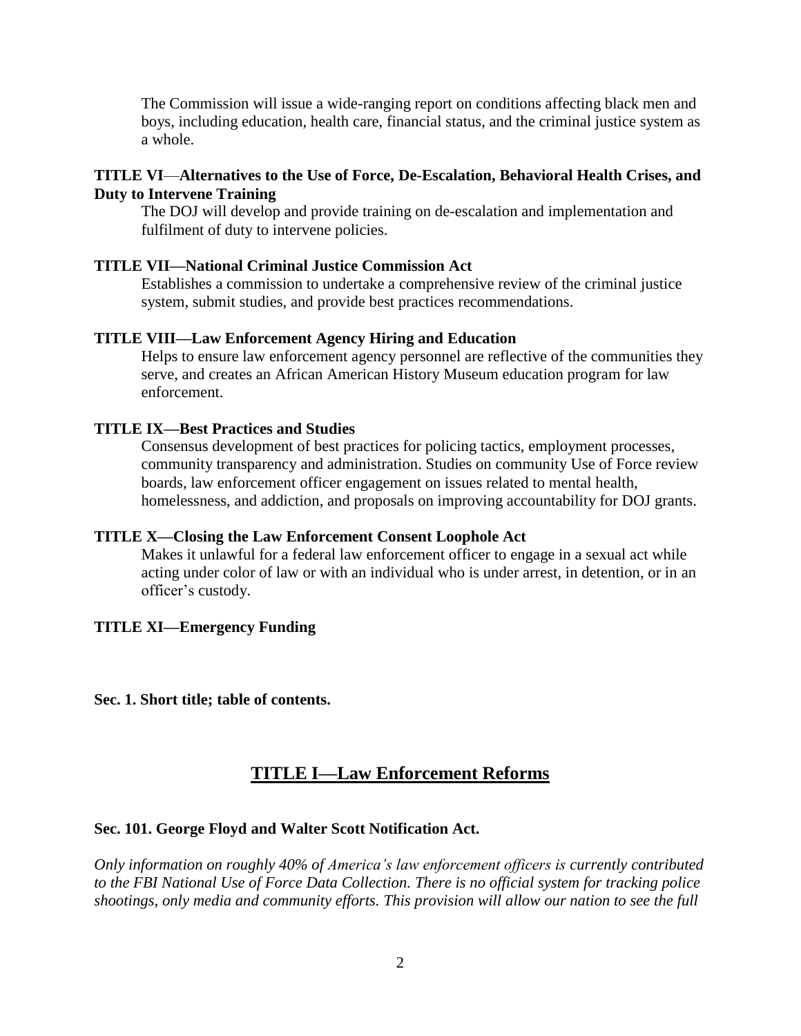The Commission will issue a wide-ranging report on conditions affecting black men and boys, including education, health care, financial status, and the criminal justice system as a whole.

**TITLE VI—Alternatives to the Use of Force, De-Escalation, Behavioral Health Crises, and Duty to Intervene Training**

The DOJ will develop and provide training on de-escalation and implementation and fulfilment of duty to intervene policies.

**TITLE VII—National Criminal Justice Commission Act**

Establishes a commission to undertake a comprehensive review of the criminal justice system, submit studies, and provide best practices recommendations.

**TITLE VIII—Law Enforcement Agency Hiring and Education**

Helps to ensure law enforcement agency personnel are reflective of the communities they serve, and creates an African American History Museum education program for law enforcement.

**TITLE IX—Best Practices and Studies**

Consensus development of best practices for policing tactics, employment processes, community transparency and administration. Studies on community Use of Force review boards, law enforcement officer engagement on issues related to mental health, homelessness, and addiction, and proposals on improving accountability for DOJ grants.

**TITLE X—Closing the Law Enforcement Consent Loophole Act**

Makes it unlawful for a federal law enforcement officer to engage in a sexual act while acting under color of law or with an individual who is under arrest, in detention, or in an officer's custody.

**TITLE XI—Emergency Funding**

**Sec. 1. Short title; table of contents.**

## TITLE I—Law Enforcement Reforms

**Sec. 101. George Floyd and Walter Scott Notification Act.**

*Only information on roughly 40% of America's law enforcement officers is currently contributed to the FBI National Use of Force Data Collection. There is no official system for tracking police shootings, only media and community efforts. This provision will allow our nation to see the full*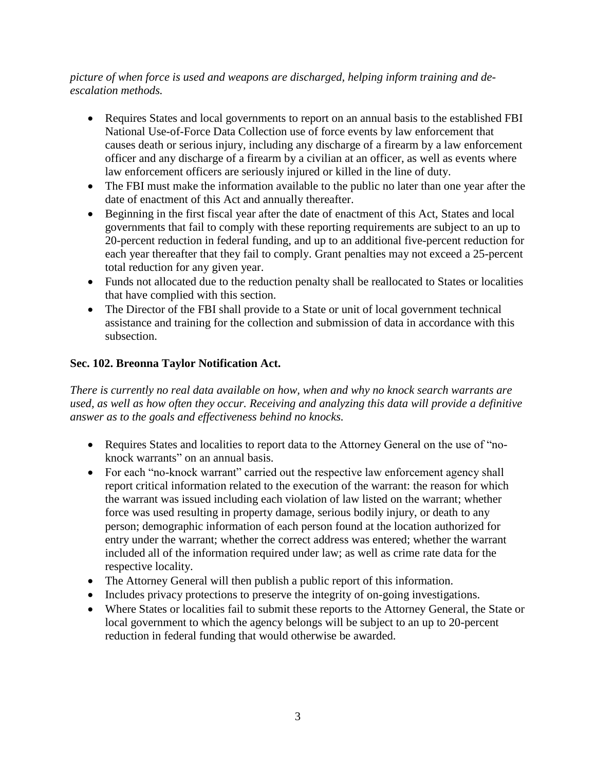*picture of when force is used and weapons are discharged, helping inform training and de-escalation methods.*

- Requires States and local governments to report on an annual basis to the established FBI National Use-of-Force Data Collection use of force events by law enforcement that causes death or serious injury, including any discharge of a firearm by a law enforcement officer and any discharge of a firearm by a civilian at an officer, as well as events where law enforcement officers are seriously injured or killed in the line of duty.
- The FBI must make the information available to the public no later than one year after the date of enactment of this Act and annually thereafter.
- Beginning in the first fiscal year after the date of enactment of this Act, States and local governments that fail to comply with these reporting requirements are subject to an up to 20-percent reduction in federal funding, and up to an additional five-percent reduction for each year thereafter that they fail to comply. Grant penalties may not exceed a 25-percent total reduction for any given year.
- Funds not allocated due to the reduction penalty shall be reallocated to States or localities that have complied with this section.
- The Director of the FBI shall provide to a State or unit of local government technical assistance and training for the collection and submission of data in accordance with this subsection.

### Sec. 102. Breonna Taylor Notification Act.

*There is currently no real data available on how, when and why no knock search warrants are used, as well as how often they occur. Receiving and analyzing this data will provide a definitive answer as to the goals and effectiveness behind no knocks.*

- Requires States and localities to report data to the Attorney General on the use of "no-knock warrants" on an annual basis.
- For each "no-knock warrant" carried out the respective law enforcement agency shall report critical information related to the execution of the warrant: the reason for which the warrant was issued including each violation of law listed on the warrant; whether force was used resulting in property damage, serious bodily injury, or death to any person; demographic information of each person found at the location authorized for entry under the warrant; whether the correct address was entered; whether the warrant included all of the information required under law; as well as crime rate data for the respective locality.
- The Attorney General will then publish a public report of this information.
- Includes privacy protections to preserve the integrity of on-going investigations.
- Where States or localities fail to submit these reports to the Attorney General, the State or local government to which the agency belongs will be subject to an up to 20-percent reduction in federal funding that would otherwise be awarded.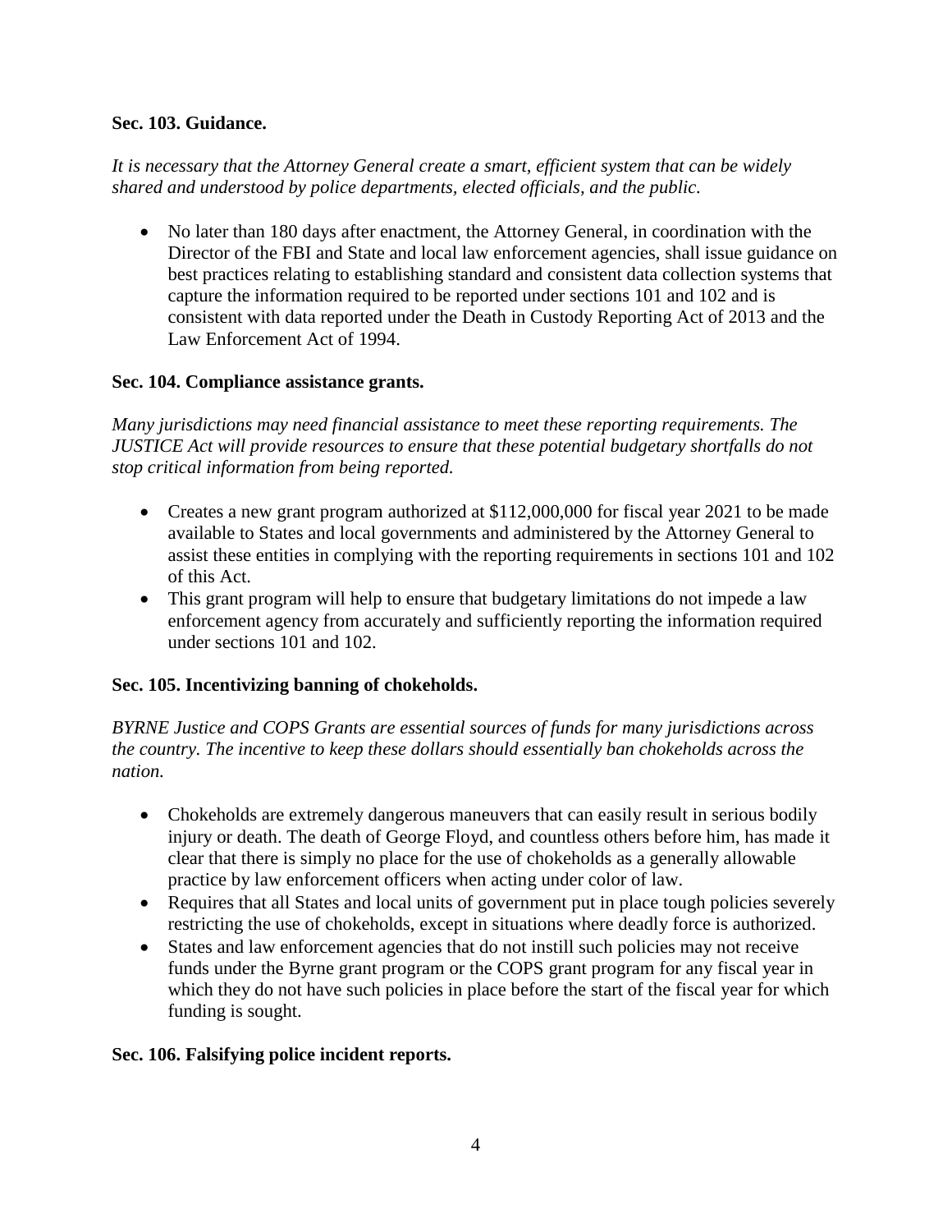**Sec. 103. Guidance.**

*It is necessary that the Attorney General create a smart, efficient system that can be widely shared and understood by police departments, elected officials, and the public.*

- No later than 180 days after enactment, the Attorney General, in coordination with the Director of the FBI and State and local law enforcement agencies, shall issue guidance on best practices relating to establishing standard and consistent data collection systems that capture the information required to be reported under sections 101 and 102 and is consistent with data reported under the Death in Custody Reporting Act of 2013 and the Law Enforcement Act of 1994.

**Sec. 104. Compliance assistance grants.**

*Many jurisdictions may need financial assistance to meet these reporting requirements. The JUSTICE Act will provide resources to ensure that these potential budgetary shortfalls do not stop critical information from being reported.*

- Creates a new grant program authorized at $112,000,000 for fiscal year 2021 to be made available to States and local governments and administered by the Attorney General to assist these entities in complying with the reporting requirements in sections 101 and 102 of this Act.
- This grant program will help to ensure that budgetary limitations do not impede a law enforcement agency from accurately and sufficiently reporting the information required under sections 101 and 102.

**Sec. 105. Incentivizing banning of chokeholds.**

*BYRNE Justice and COPS Grants are essential sources of funds for many jurisdictions across the country. The incentive to keep these dollars should essentially ban chokeholds across the nation.*

- Chokeholds are extremely dangerous maneuvers that can easily result in serious bodily injury or death. The death of George Floyd, and countless others before him, has made it clear that there is simply no place for the use of chokeholds as a generally allowable practice by law enforcement officers when acting under color of law.
- Requires that all States and local units of government put in place tough policies severely restricting the use of chokeholds, except in situations where deadly force is authorized.
- States and law enforcement agencies that do not instill such policies may not receive funds under the Byrne grant program or the COPS grant program for any fiscal year in which they do not have such policies in place before the start of the fiscal year for which funding is sought.

**Sec. 106. Falsifying police incident reports.**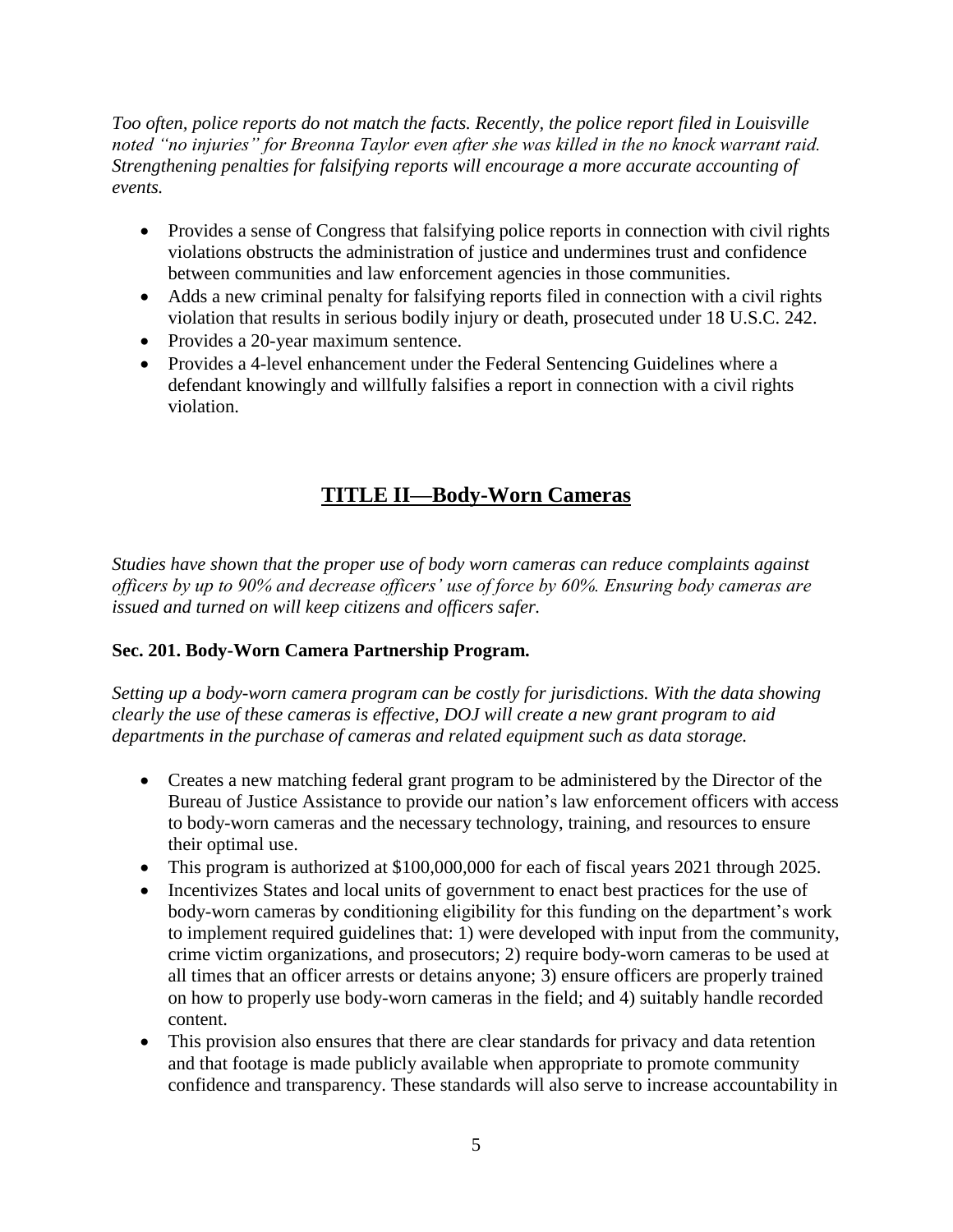*Too often, police reports do not match the facts. Recently, the police report filed in Louisville noted "no injuries" for Breonna Taylor even after she was killed in the no knock warrant raid. Strengthening penalties for falsifying reports will encourage a more accurate accounting of events.*

- Provides a sense of Congress that falsifying police reports in connection with civil rights violations obstructs the administration of justice and undermines trust and confidence between communities and law enforcement agencies in those communities.
- Adds a new criminal penalty for falsifying reports filed in connection with a civil rights violation that results in serious bodily injury or death, prosecuted under 18 U.S.C. 242.
- Provides a 20-year maximum sentence.
- Provides a 4-level enhancement under the Federal Sentencing Guidelines where a defendant knowingly and willfully falsifies a report in connection with a civil rights violation.

## TITLE II—Body-Worn Cameras

*Studies have shown that the proper use of body worn cameras can reduce complaints against officers by up to 90% and decrease officers' use of force by 60%. Ensuring body cameras are issued and turned on will keep citizens and officers safer.*

### Sec. 201. Body-Worn Camera Partnership Program.

*Setting up a body-worn camera program can be costly for jurisdictions. With the data showing clearly the use of these cameras is effective, DOJ will create a new grant program to aid departments in the purchase of cameras and related equipment such as data storage.*

- Creates a new matching federal grant program to be administered by the Director of the Bureau of Justice Assistance to provide our nation's law enforcement officers with access to body-worn cameras and the necessary technology, training, and resources to ensure their optimal use.
- This program is authorized at $100,000,000 for each of fiscal years 2021 through 2025.
- Incentivizes States and local units of government to enact best practices for the use of body-worn cameras by conditioning eligibility for this funding on the department's work to implement required guidelines that: 1) were developed with input from the community, crime victim organizations, and prosecutors; 2) require body-worn cameras to be used at all times that an officer arrests or detains anyone; 3) ensure officers are properly trained on how to properly use body-worn cameras in the field; and 4) suitably handle recorded content.
- This provision also ensures that there are clear standards for privacy and data retention and that footage is made publicly available when appropriate to promote community confidence and transparency. These standards will also serve to increase accountability in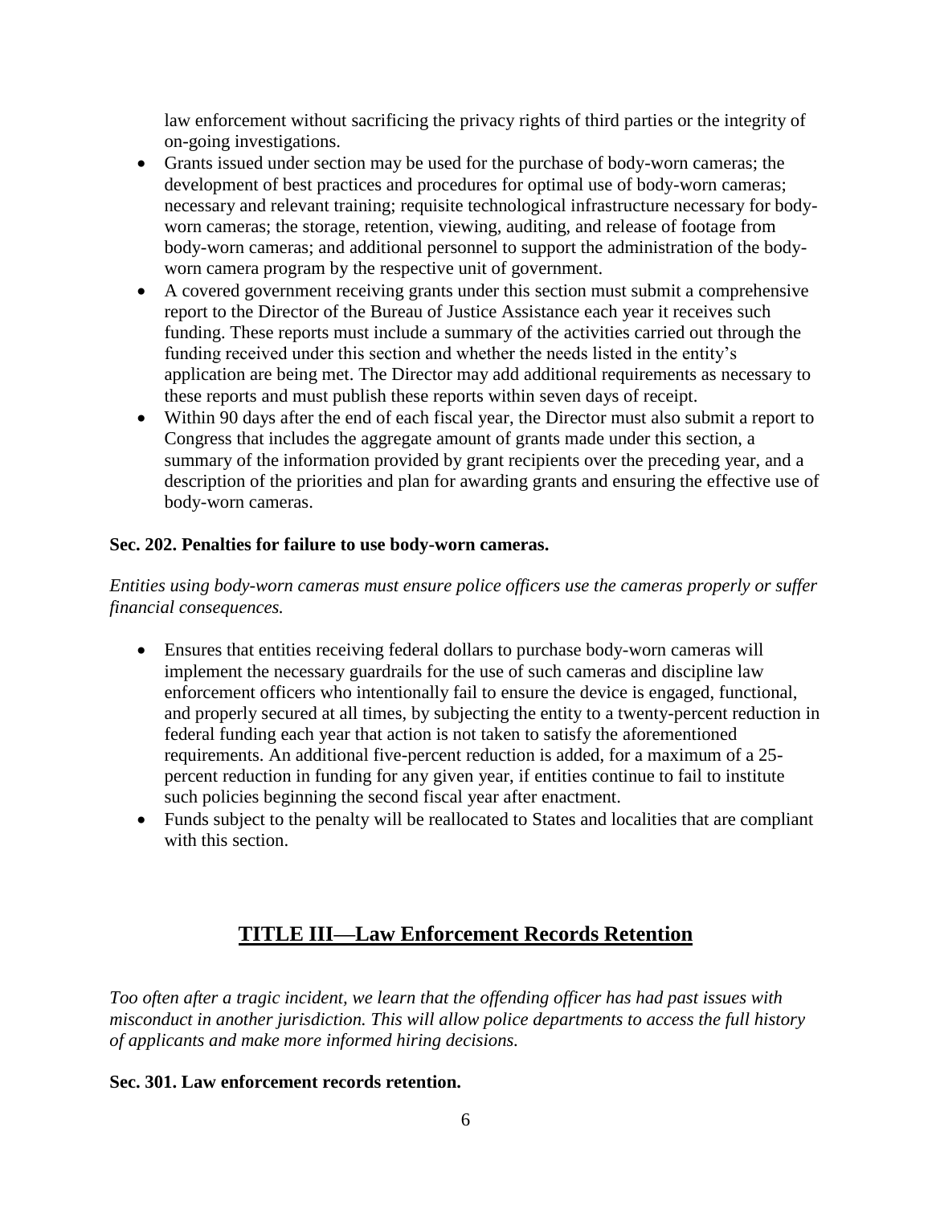law enforcement without sacrificing the privacy rights of third parties or the integrity of on-going investigations.

- Grants issued under section may be used for the purchase of body-worn cameras; the development of best practices and procedures for optimal use of body-worn cameras; necessary and relevant training; requisite technological infrastructure necessary for body-worn cameras; the storage, retention, viewing, auditing, and release of footage from body-worn cameras; and additional personnel to support the administration of the body-worn camera program by the respective unit of government.
- A covered government receiving grants under this section must submit a comprehensive report to the Director of the Bureau of Justice Assistance each year it receives such funding. These reports must include a summary of the activities carried out through the funding received under this section and whether the needs listed in the entity's application are being met. The Director may add additional requirements as necessary to these reports and must publish these reports within seven days of receipt.
- Within 90 days after the end of each fiscal year, the Director must also submit a report to Congress that includes the aggregate amount of grants made under this section, a summary of the information provided by grant recipients over the preceding year, and a description of the priorities and plan for awarding grants and ensuring the effective use of body-worn cameras.

**Sec. 202. Penalties for failure to use body-worn cameras.**

*Entities using body-worn cameras must ensure police officers use the cameras properly or suffer financial consequences.*

- Ensures that entities receiving federal dollars to purchase body-worn cameras will implement the necessary guardrails for the use of such cameras and discipline law enforcement officers who intentionally fail to ensure the device is engaged, functional, and properly secured at all times, by subjecting the entity to a twenty-percent reduction in federal funding each year that action is not taken to satisfy the aforementioned requirements. An additional five-percent reduction is added, for a maximum of a 25-percent reduction in funding for any given year, if entities continue to fail to institute such policies beginning the second fiscal year after enactment.
- Funds subject to the penalty will be reallocated to States and localities that are compliant with this section.

## TITLE III—Law Enforcement Records Retention

*Too often after a tragic incident, we learn that the offending officer has had past issues with misconduct in another jurisdiction. This will allow police departments to access the full history of applicants and make more informed hiring decisions.*

**Sec. 301. Law enforcement records retention.**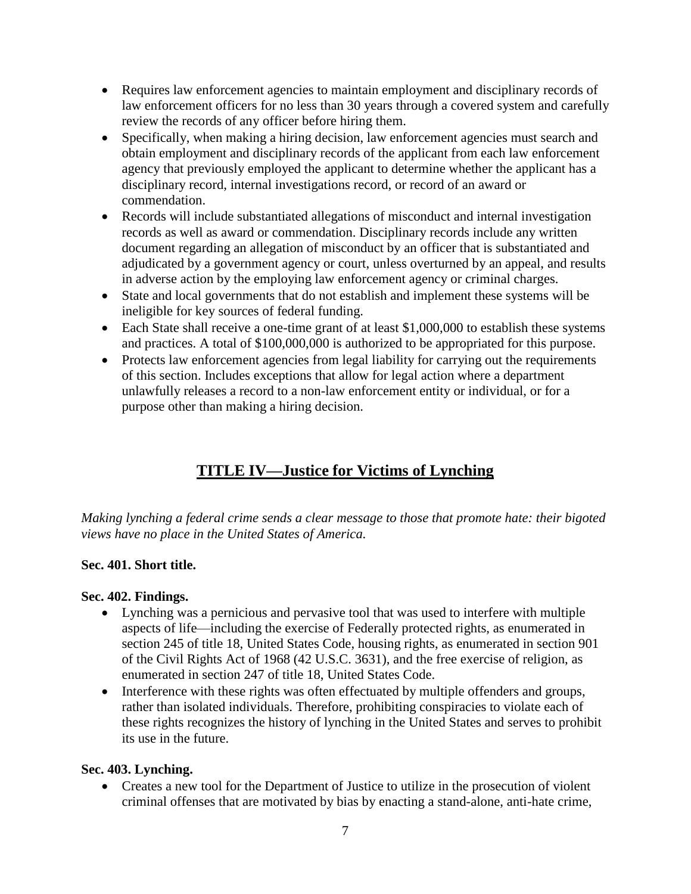- Requires law enforcement agencies to maintain employment and disciplinary records of law enforcement officers for no less than 30 years through a covered system and carefully review the records of any officer before hiring them.
- Specifically, when making a hiring decision, law enforcement agencies must search and obtain employment and disciplinary records of the applicant from each law enforcement agency that previously employed the applicant to determine whether the applicant has a disciplinary record, internal investigations record, or record of an award or commendation.
- Records will include substantiated allegations of misconduct and internal investigation records as well as award or commendation. Disciplinary records include any written document regarding an allegation of misconduct by an officer that is substantiated and adjudicated by a government agency or court, unless overturned by an appeal, and results in adverse action by the employing law enforcement agency or criminal charges.
- State and local governments that do not establish and implement these systems will be ineligible for key sources of federal funding.
- Each State shall receive a one-time grant of at least $1,000,000 to establish these systems and practices. A total of $100,000,000 is authorized to be appropriated for this purpose.
- Protects law enforcement agencies from legal liability for carrying out the requirements of this section. Includes exceptions that allow for legal action where a department unlawfully releases a record to a non-law enforcement entity or individual, or for a purpose other than making a hiring decision.

## TITLE IV—Justice for Victims of Lynching

*Making lynching a federal crime sends a clear message to those that promote hate: their bigoted views have no place in the United States of America.*

**Sec. 401. Short title.**

**Sec. 402. Findings.**

- Lynching was a pernicious and pervasive tool that was used to interfere with multiple aspects of life—including the exercise of Federally protected rights, as enumerated in section 245 of title 18, United States Code, housing rights, as enumerated in section 901 of the Civil Rights Act of 1968 (42 U.S.C. 3631), and the free exercise of religion, as enumerated in section 247 of title 18, United States Code.
- Interference with these rights was often effectuated by multiple offenders and groups, rather than isolated individuals. Therefore, prohibiting conspiracies to violate each of these rights recognizes the history of lynching in the United States and serves to prohibit its use in the future.

**Sec. 403. Lynching.**

- Creates a new tool for the Department of Justice to utilize in the prosecution of violent criminal offenses that are motivated by bias by enacting a stand-alone, anti-hate crime,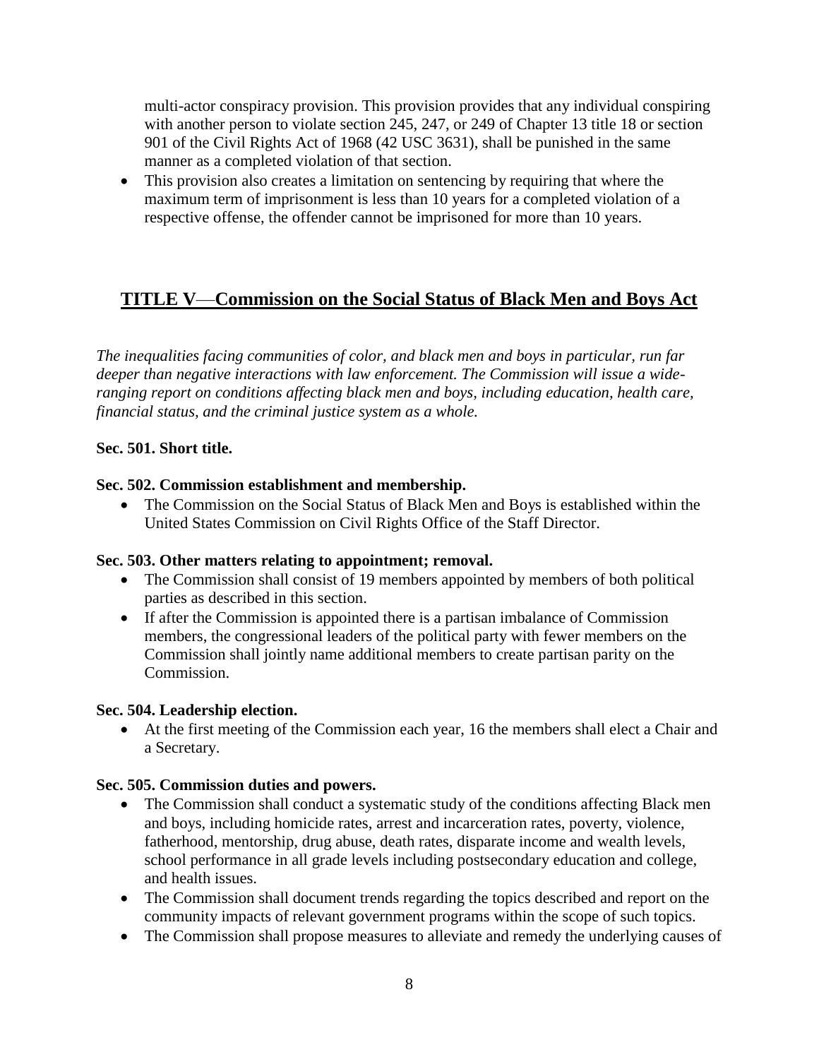multi-actor conspiracy provision. This provision provides that any individual conspiring with another person to violate section 245, 247, or 249 of Chapter 13 title 18 or section 901 of the Civil Rights Act of 1968 (42 USC 3631), shall be punished in the same manner as a completed violation of that section.

- This provision also creates a limitation on sentencing by requiring that where the maximum term of imprisonment is less than 10 years for a completed violation of a respective offense, the offender cannot be imprisoned for more than 10 years.

## TITLE V—Commission on the Social Status of Black Men and Boys Act

*The inequalities facing communities of color, and black men and boys in particular, run far deeper than negative interactions with law enforcement. The Commission will issue a wide-ranging report on conditions affecting black men and boys, including education, health care, financial status, and the criminal justice system as a whole.*

**Sec. 501. Short title.**

**Sec. 502. Commission establishment and membership.**

- The Commission on the Social Status of Black Men and Boys is established within the United States Commission on Civil Rights Office of the Staff Director.

**Sec. 503. Other matters relating to appointment; removal.**

- The Commission shall consist of 19 members appointed by members of both political parties as described in this section.
- If after the Commission is appointed there is a partisan imbalance of Commission members, the congressional leaders of the political party with fewer members on the Commission shall jointly name additional members to create partisan parity on the Commission.

**Sec. 504. Leadership election.**

- At the first meeting of the Commission each year, 16 the members shall elect a Chair and a Secretary.

**Sec. 505. Commission duties and powers.**

- The Commission shall conduct a systematic study of the conditions affecting Black men and boys, including homicide rates, arrest and incarceration rates, poverty, violence, fatherhood, mentorship, drug abuse, death rates, disparate income and wealth levels, school performance in all grade levels including postsecondary education and college, and health issues.
- The Commission shall document trends regarding the topics described and report on the community impacts of relevant government programs within the scope of such topics.
- The Commission shall propose measures to alleviate and remedy the underlying causes of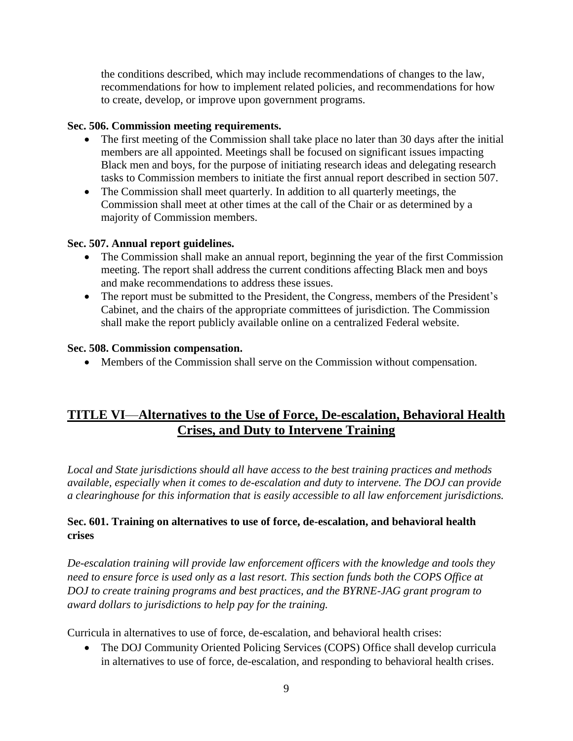the conditions described, which may include recommendations of changes to the law, recommendations for how to implement related policies, and recommendations for how to create, develop, or improve upon government programs.

**Sec. 506. Commission meeting requirements.**

- The first meeting of the Commission shall take place no later than 30 days after the initial members are all appointed. Meetings shall be focused on significant issues impacting Black men and boys, for the purpose of initiating research ideas and delegating research tasks to Commission members to initiate the first annual report described in section 507.
- The Commission shall meet quarterly. In addition to all quarterly meetings, the Commission shall meet at other times at the call of the Chair or as determined by a majority of Commission members.

**Sec. 507. Annual report guidelines.**

- The Commission shall make an annual report, beginning the year of the first Commission meeting. The report shall address the current conditions affecting Black men and boys and make recommendations to address these issues.
- The report must be submitted to the President, the Congress, members of the President's Cabinet, and the chairs of the appropriate committees of jurisdiction. The Commission shall make the report publicly available online on a centralized Federal website.

**Sec. 508. Commission compensation.**

- Members of the Commission shall serve on the Commission without compensation.

## TITLE VI—Alternatives to the Use of Force, De-escalation, Behavioral Health Crises, and Duty to Intervene Training

*Local and State jurisdictions should all have access to the best training practices and methods available, especially when it comes to de-escalation and duty to intervene. The DOJ can provide a clearinghouse for this information that is easily accessible to all law enforcement jurisdictions.*

**Sec. 601. Training on alternatives to use of force, de-escalation, and behavioral health crises**

*De-escalation training will provide law enforcement officers with the knowledge and tools they need to ensure force is used only as a last resort. This section funds both the COPS Office at DOJ to create training programs and best practices, and the BYRNE-JAG grant program to award dollars to jurisdictions to help pay for the training.*

Curricula in alternatives to use of force, de-escalation, and behavioral health crises:

- The DOJ Community Oriented Policing Services (COPS) Office shall develop curricula in alternatives to use of force, de-escalation, and responding to behavioral health crises.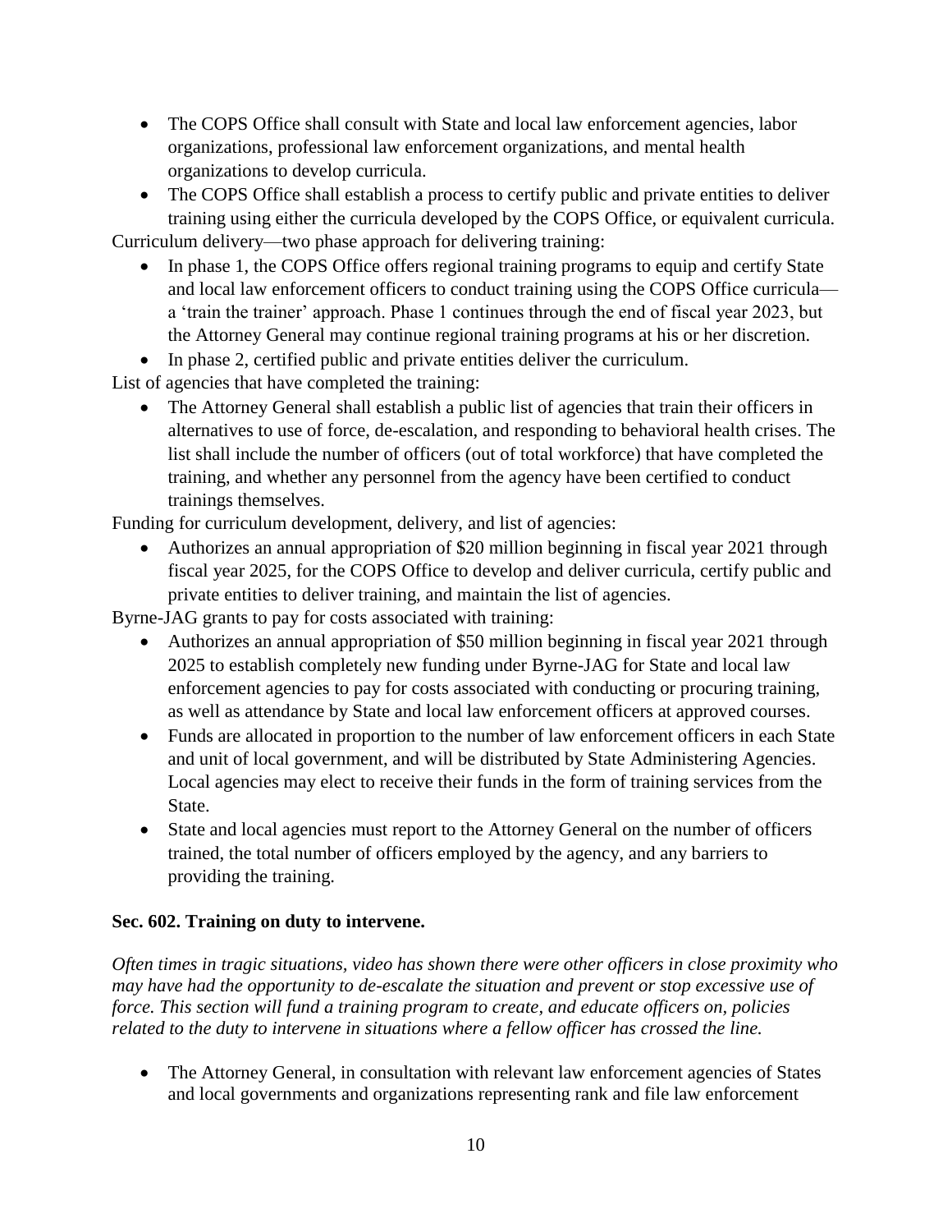- The COPS Office shall consult with State and local law enforcement agencies, labor organizations, professional law enforcement organizations, and mental health organizations to develop curricula.
- The COPS Office shall establish a process to certify public and private entities to deliver training using either the curricula developed by the COPS Office, or equivalent curricula.

Curriculum delivery—two phase approach for delivering training:

- In phase 1, the COPS Office offers regional training programs to equip and certify State and local law enforcement officers to conduct training using the COPS Office curricula—a 'train the trainer' approach. Phase 1 continues through the end of fiscal year 2023, but the Attorney General may continue regional training programs at his or her discretion.
- In phase 2, certified public and private entities deliver the curriculum.

List of agencies that have completed the training:

- The Attorney General shall establish a public list of agencies that train their officers in alternatives to use of force, de-escalation, and responding to behavioral health crises. The list shall include the number of officers (out of total workforce) that have completed the training, and whether any personnel from the agency have been certified to conduct trainings themselves.

Funding for curriculum development, delivery, and list of agencies:

- Authorizes an annual appropriation of $20 million beginning in fiscal year 2021 through fiscal year 2025, for the COPS Office to develop and deliver curricula, certify public and private entities to deliver training, and maintain the list of agencies.

Byrne-JAG grants to pay for costs associated with training:

- Authorizes an annual appropriation of $50 million beginning in fiscal year 2021 through 2025 to establish completely new funding under Byrne-JAG for State and local law enforcement agencies to pay for costs associated with conducting or procuring training, as well as attendance by State and local law enforcement officers at approved courses.
- Funds are allocated in proportion to the number of law enforcement officers in each State and unit of local government, and will be distributed by State Administering Agencies. Local agencies may elect to receive their funds in the form of training services from the State.
- State and local agencies must report to the Attorney General on the number of officers trained, the total number of officers employed by the agency, and any barriers to providing the training.

**Sec. 602. Training on duty to intervene.**

*Often times in tragic situations, video has shown there were other officers in close proximity who may have had the opportunity to de-escalate the situation and prevent or stop excessive use of force. This section will fund a training program to create, and educate officers on, policies related to the duty to intervene in situations where a fellow officer has crossed the line.*

- The Attorney General, in consultation with relevant law enforcement agencies of States and local governments and organizations representing rank and file law enforcement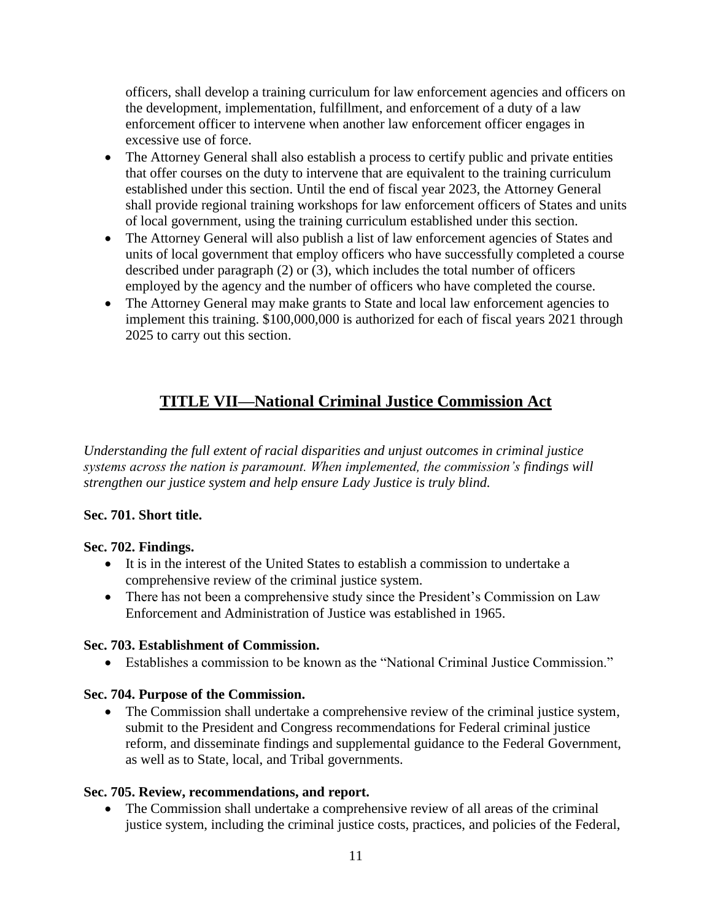officers, shall develop a training curriculum for law enforcement agencies and officers on the development, implementation, fulfillment, and enforcement of a duty of a law enforcement officer to intervene when another law enforcement officer engages in excessive use of force.

- The Attorney General shall also establish a process to certify public and private entities that offer courses on the duty to intervene that are equivalent to the training curriculum established under this section. Until the end of fiscal year 2023, the Attorney General shall provide regional training workshops for law enforcement officers of States and units of local government, using the training curriculum established under this section.
- The Attorney General will also publish a list of law enforcement agencies of States and units of local government that employ officers who have successfully completed a course described under paragraph (2) or (3), which includes the total number of officers employed by the agency and the number of officers who have completed the course.
- The Attorney General may make grants to State and local law enforcement agencies to implement this training. $100,000,000 is authorized for each of fiscal years 2021 through 2025 to carry out this section.

## TITLE VII—National Criminal Justice Commission Act

*Understanding the full extent of racial disparities and unjust outcomes in criminal justice systems across the nation is paramount. When implemented, the commission's findings will strengthen our justice system and help ensure Lady Justice is truly blind.*

**Sec. 701. Short title.**

**Sec. 702. Findings.**

- It is in the interest of the United States to establish a commission to undertake a comprehensive review of the criminal justice system.
- There has not been a comprehensive study since the President's Commission on Law Enforcement and Administration of Justice was established in 1965.

**Sec. 703. Establishment of Commission.**

- Establishes a commission to be known as the "National Criminal Justice Commission."

**Sec. 704. Purpose of the Commission.**

- The Commission shall undertake a comprehensive review of the criminal justice system, submit to the President and Congress recommendations for Federal criminal justice reform, and disseminate findings and supplemental guidance to the Federal Government, as well as to State, local, and Tribal governments.

**Sec. 705. Review, recommendations, and report.**

- The Commission shall undertake a comprehensive review of all areas of the criminal justice system, including the criminal justice costs, practices, and policies of the Federal,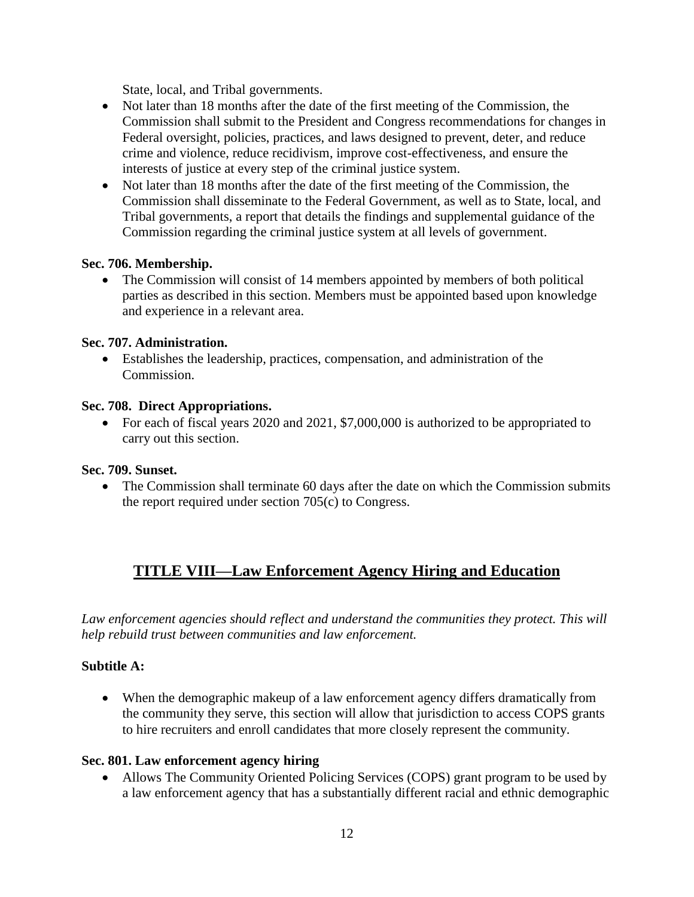State, local, and Tribal governments.

- Not later than 18 months after the date of the first meeting of the Commission, the Commission shall submit to the President and Congress recommendations for changes in Federal oversight, policies, practices, and laws designed to prevent, deter, and reduce crime and violence, reduce recidivism, improve cost-effectiveness, and ensure the interests of justice at every step of the criminal justice system.
- Not later than 18 months after the date of the first meeting of the Commission, the Commission shall disseminate to the Federal Government, as well as to State, local, and Tribal governments, a report that details the findings and supplemental guidance of the Commission regarding the criminal justice system at all levels of government.

**Sec. 706. Membership.**

- The Commission will consist of 14 members appointed by members of both political parties as described in this section. Members must be appointed based upon knowledge and experience in a relevant area.

**Sec. 707. Administration.**

- Establishes the leadership, practices, compensation, and administration of the Commission.

**Sec. 708. Direct Appropriations.**

- For each of fiscal years 2020 and 2021, $7,000,000 is authorized to be appropriated to carry out this section.

**Sec. 709. Sunset.**

- The Commission shall terminate 60 days after the date on which the Commission submits the report required under section 705(c) to Congress.

## TITLE VIII—Law Enforcement Agency Hiring and Education

*Law enforcement agencies should reflect and understand the communities they protect. This will help rebuild trust between communities and law enforcement.*

**Subtitle A:**

- When the demographic makeup of a law enforcement agency differs dramatically from the community they serve, this section will allow that jurisdiction to access COPS grants to hire recruiters and enroll candidates that more closely represent the community.

**Sec. 801. Law enforcement agency hiring**

- Allows The Community Oriented Policing Services (COPS) grant program to be used by a law enforcement agency that has a substantially different racial and ethnic demographic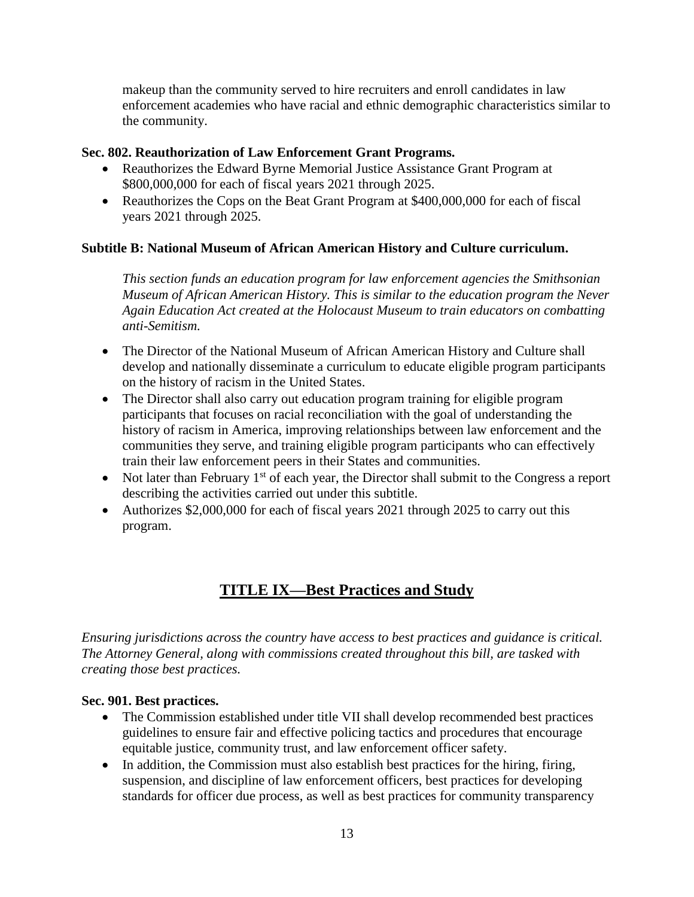makeup than the community served to hire recruiters and enroll candidates in law enforcement academies who have racial and ethnic demographic characteristics similar to the community.

**Sec. 802. Reauthorization of Law Enforcement Grant Programs.**

- Reauthorizes the Edward Byrne Memorial Justice Assistance Grant Program at \$800,000,000 for each of fiscal years 2021 through 2025.
- Reauthorizes the Cops on the Beat Grant Program at \$400,000,000 for each of fiscal years 2021 through 2025.

**Subtitle B: National Museum of African American History and Culture curriculum.**

*This section funds an education program for law enforcement agencies the Smithsonian Museum of African American History. This is similar to the education program the Never Again Education Act created at the Holocaust Museum to train educators on combatting anti-Semitism.*

- The Director of the National Museum of African American History and Culture shall develop and nationally disseminate a curriculum to educate eligible program participants on the history of racism in the United States.
- The Director shall also carry out education program training for eligible program participants that focuses on racial reconciliation with the goal of understanding the history of racism in America, improving relationships between law enforcement and the communities they serve, and training eligible program participants who can effectively train their law enforcement peers in their States and communities.
- Not later than February 1st of each year, the Director shall submit to the Congress a report describing the activities carried out under this subtitle.
- Authorizes \$2,000,000 for each of fiscal years 2021 through 2025 to carry out this program.

## TITLE IX—Best Practices and Study

*Ensuring jurisdictions across the country have access to best practices and guidance is critical. The Attorney General, along with commissions created throughout this bill, are tasked with creating those best practices.*

**Sec. 901. Best practices.**

- The Commission established under title VII shall develop recommended best practices guidelines to ensure fair and effective policing tactics and procedures that encourage equitable justice, community trust, and law enforcement officer safety.
- In addition, the Commission must also establish best practices for the hiring, firing, suspension, and discipline of law enforcement officers, best practices for developing standards for officer due process, as well as best practices for community transparency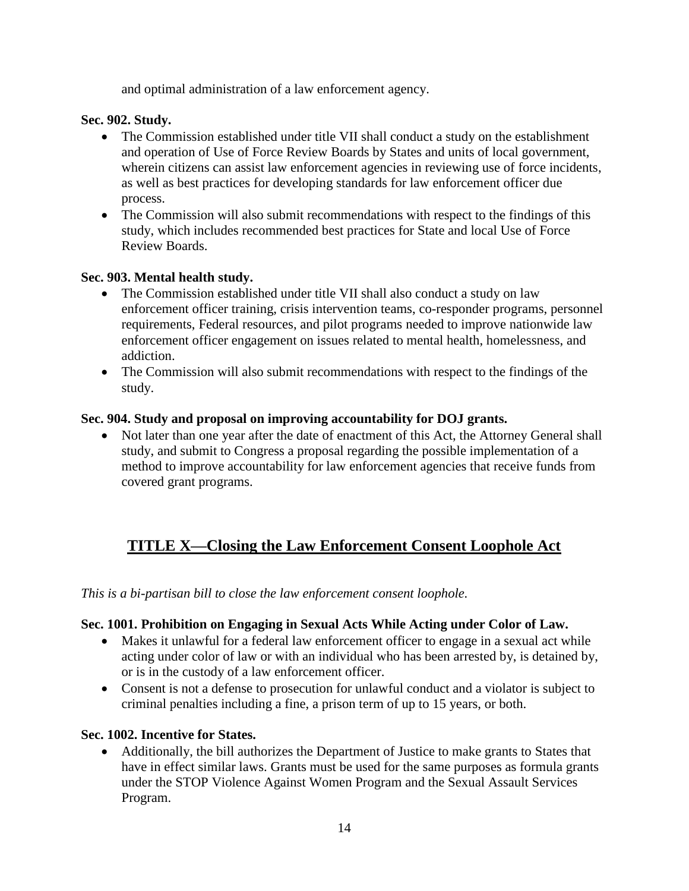and optimal administration of a law enforcement agency.

**Sec. 902. Study.**

- The Commission established under title VII shall conduct a study on the establishment and operation of Use of Force Review Boards by States and units of local government, wherein citizens can assist law enforcement agencies in reviewing use of force incidents, as well as best practices for developing standards for law enforcement officer due process.
- The Commission will also submit recommendations with respect to the findings of this study, which includes recommended best practices for State and local Use of Force Review Boards.

**Sec. 903. Mental health study.**

- The Commission established under title VII shall also conduct a study on law enforcement officer training, crisis intervention teams, co-responder programs, personnel requirements, Federal resources, and pilot programs needed to improve nationwide law enforcement officer engagement on issues related to mental health, homelessness, and addiction.
- The Commission will also submit recommendations with respect to the findings of the study.

**Sec. 904. Study and proposal on improving accountability for DOJ grants.**

- Not later than one year after the date of enactment of this Act, the Attorney General shall study, and submit to Congress a proposal regarding the possible implementation of a method to improve accountability for law enforcement agencies that receive funds from covered grant programs.

## TITLE X—Closing the Law Enforcement Consent Loophole Act

*This is a bi-partisan bill to close the law enforcement consent loophole.*

**Sec. 1001. Prohibition on Engaging in Sexual Acts While Acting under Color of Law.**

- Makes it unlawful for a federal law enforcement officer to engage in a sexual act while acting under color of law or with an individual who has been arrested by, is detained by, or is in the custody of a law enforcement officer.
- Consent is not a defense to prosecution for unlawful conduct and a violator is subject to criminal penalties including a fine, a prison term of up to 15 years, or both.

**Sec. 1002. Incentive for States.**

- Additionally, the bill authorizes the Department of Justice to make grants to States that have in effect similar laws. Grants must be used for the same purposes as formula grants under the STOP Violence Against Women Program and the Sexual Assault Services Program.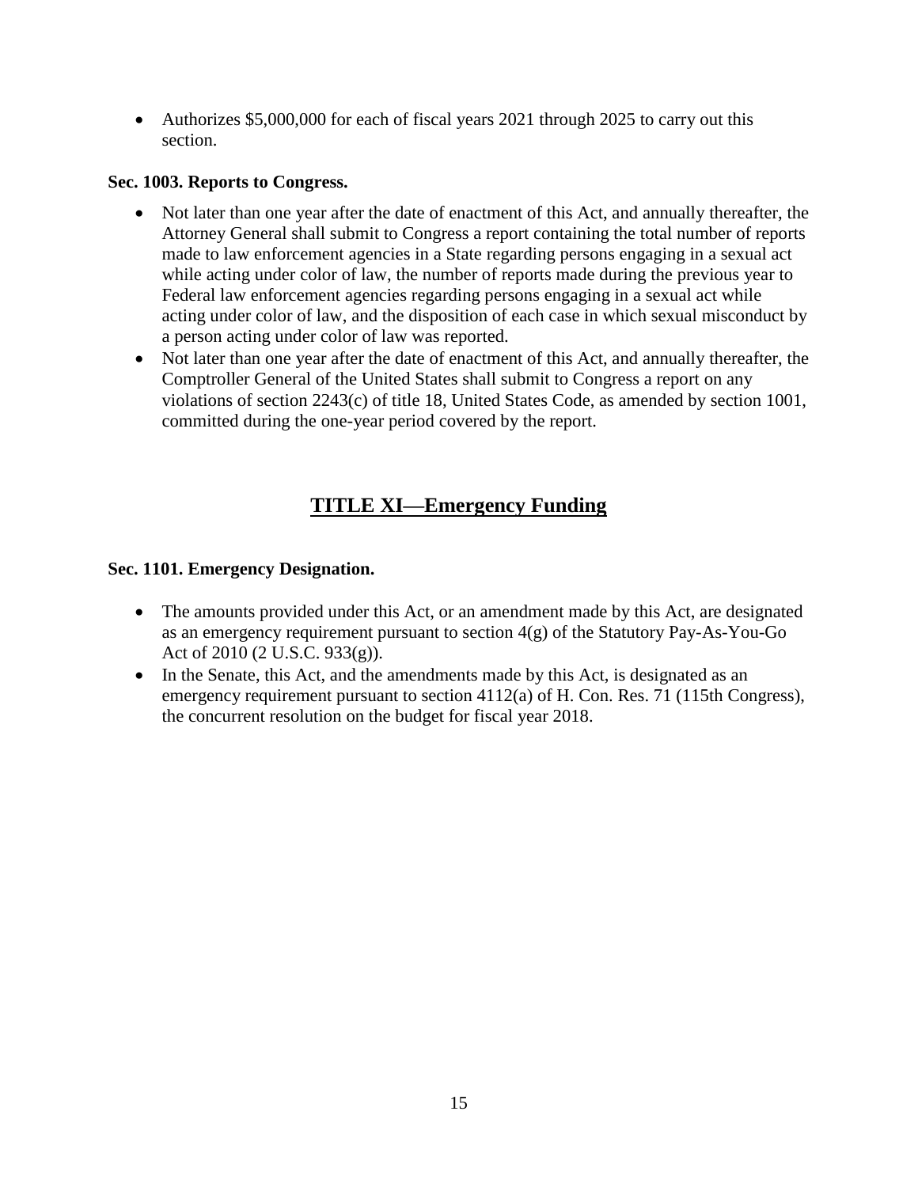- Authorizes $5,000,000 for each of fiscal years 2021 through 2025 to carry out this section.

**Sec. 1003. Reports to Congress.**

- Not later than one year after the date of enactment of this Act, and annually thereafter, the Attorney General shall submit to Congress a report containing the total number of reports made to law enforcement agencies in a State regarding persons engaging in a sexual act while acting under color of law, the number of reports made during the previous year to Federal law enforcement agencies regarding persons engaging in a sexual act while acting under color of law, and the disposition of each case in which sexual misconduct by a person acting under color of law was reported.
- Not later than one year after the date of enactment of this Act, and annually thereafter, the Comptroller General of the United States shall submit to Congress a report on any violations of section 2243(c) of title 18, United States Code, as amended by section 1001, committed during the one-year period covered by the report.

## TITLE XI—Emergency Funding

**Sec. 1101. Emergency Designation.**

- The amounts provided under this Act, or an amendment made by this Act, are designated as an emergency requirement pursuant to section 4(g) of the Statutory Pay-As-You-Go Act of 2010 (2 U.S.C. 933(g)).
- In the Senate, this Act, and the amendments made by this Act, is designated as an emergency requirement pursuant to section 4112(a) of H. Con. Res. 71 (115th Congress), the concurrent resolution on the budget for fiscal year 2018.